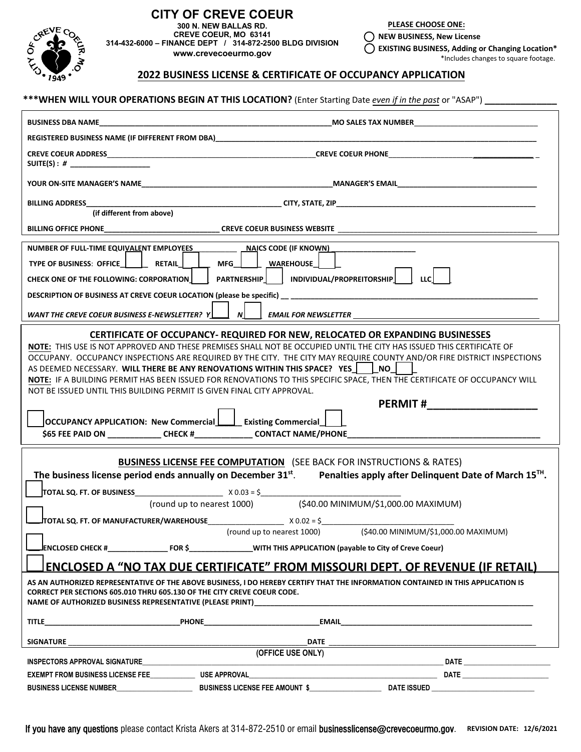# CITY OF CREVE COEUR

**300 N. NEW BALLAS RD.**
**CREVE COEUR, MO 63141**
**314-432-6000 – FINANCE DEPT / 314-872-2500 BLDG DIVISION**
**www.crevecoeurmo.gov**

**PLEASE CHOOSE ONE:**

- ◯ **NEW BUSINESS, New License**
- ◯ **EXISTING BUSINESS, Adding or Changing Location\***

\*Includes changes to square footage.

## 2022 BUSINESS LICENSE & CERTIFICATE OF OCCUPANCY APPLICATION

**\*\*\*WHEN WILL YOUR OPERATIONS BEGIN AT THIS LOCATION?** (Enter Starting Date *even if in the past* or "ASAP") ______________

**BUSINESS DBA NAME**______________________________ **MO SALES TAX NUMBER**______________________________

**REGISTERED BUSINESS NAME (IF DIFFERENT FROM DBA)**______________________________

**CREVE COEUR ADDRESS**______________________________ **CREVE COEUR PHONE**______________________________

**SUITE(S) : #** ____________________

**YOUR ON-SITE MANAGER'S NAME**______________________________ **MANAGER'S EMAIL**______________________________

**BILLING ADDRESS**______________________________ **CITY, STATE, ZIP**______________________________
**(if different from above)**

**BILLING OFFICE PHONE**______________________________ **CREVE COEUR BUSINESS WEBSITE** ______________________________

**NUMBER OF FULL-TIME EQUIVALENT EMPLOYEES**__________ **NAICS CODE (IF KNOWN)**____________________

**TYPE OF BUSINESS: OFFICE** ☐ **RETAIL** ☐ **MFG** ☐ **WAREHOUSE** ☐

**CHECK ONE OF THE FOLLOWING: CORPORATION** ☐ **PARTNERSHIP** ☐ **INDIVIDUAL/PROPREITORSHIP** ☐ **LLC** ☐

**DESCRIPTION OF BUSINESS AT CREVE COEUR LOCATION (please be specific)** ______________________________

***WANT THE CREVE COEUR BUSINESS E-NEWSLETTER? Y*** ☐ ***N*** ☐ ***EMAIL FOR NEWSLETTER*** ______________________________

### CERTIFICATE OF OCCUPANCY- REQUIRED FOR NEW, RELOCATED OR EXPANDING BUSINESSES

**NOTE:** THIS USE IS NOT APPROVED AND THESE PREMISES SHALL NOT BE OCCUPIED UNTIL THE CITY HAS ISSUED THIS CERTIFICATE OF OCCUPANY. OCCUPANCY INSPECTIONS ARE REQUIRED BY THE CITY. THE CITY MAY REQUIRE COUNTY AND/OR FIRE DISTRICT INSPECTIONS AS DEEMED NECESSARY. **WILL THERE BE ANY RENOVATIONS WITHIN THIS SPACE? YES** ☐ **NO** ☐

**NOTE:** IF A BUILDING PERMIT HAS BEEN ISSUED FOR RENOVATIONS TO THIS SPECIFIC SPACE, THEN THE CERTIFICATE OF OCCUPANCY WILL NOT BE ISSUED UNTIL THIS BUILDING PERMIT IS GIVEN FINAL CITY APPROVAL.

**PERMIT #**__________________

☐ **OCCUPANCY APPLICATION: New Commercial** ☐ **Existing Commercial** ☐

**$65 FEE PAID ON** ____________ **CHECK #**_____________ **CONTACT NAME/PHONE**______________________________

### BUSINESS LICENSE FEE COMPUTATION (SEE BACK FOR INSTRUCTIONS & RATES)

**The business license period ends annually on December 31st. Penalties apply after Delinquent Date of March 15TH.**

☐ **TOTAL SQ. FT. OF BUSINESS**____________________ X 0.03 = $______________________________
(round up to nearest 1000) ($40.00 MINIMUM/$1,000.00 MAXIMUM)

☐ **TOTAL SQ. FT. OF MANUFACTURER/WAREHOUSE**__________________ X 0.02 = $______________________________
(round up to nearest 1000) ($40.00 MINIMUM/$1,000.00 MAXIMUM)

☐ **ENCLOSED CHECK #**______________ **FOR $**_______________ **WITH THIS APPLICATION (payable to City of Creve Coeur)**

☐ **ENCLOSED A "NO TAX DUE CERTIFICATE" FROM MISSOURI DEPT. OF REVENUE (IF RETAIL)**

**AS AN AUTHORIZED REPRESENTATIVE OF THE ABOVE BUSINESS, I DO HEREBY CERTIFY THAT THE INFORMATION CONTAINED IN THIS APPLICATION IS CORRECT PER SECTIONS 605.010 THRU 605.130 OF THE CITY CREVE COEUR CODE.**

**NAME OF AUTHORIZED BUSINESS REPRESENTATIVE (PLEASE PRINT)**______________________________

**TITLE**______________________________ **PHONE**______________________________ **EMAIL**______________________________

**SIGNATURE** ______________________________ **DATE** ______________________________

**(OFFICE USE ONLY)**

**INSPECTORS APPROVAL SIGNATURE**______________________________ **DATE** ____________________

**EXEMPT FROM BUSINESS LICENSE FEE**___________ **USE APPROVAL**______________________________ **DATE** ____________________

**BUSINESS LICENSE NUMBER**____________________ **BUSINESS LICENSE FEE AMOUNT $**__________________ **DATE ISSUED** ____________________

If you have any questions please contact Krista Akers at 314-872-2510 or email businesslicense@crevecoeurmo.gov. **REVISION DATE: 12/6/2021**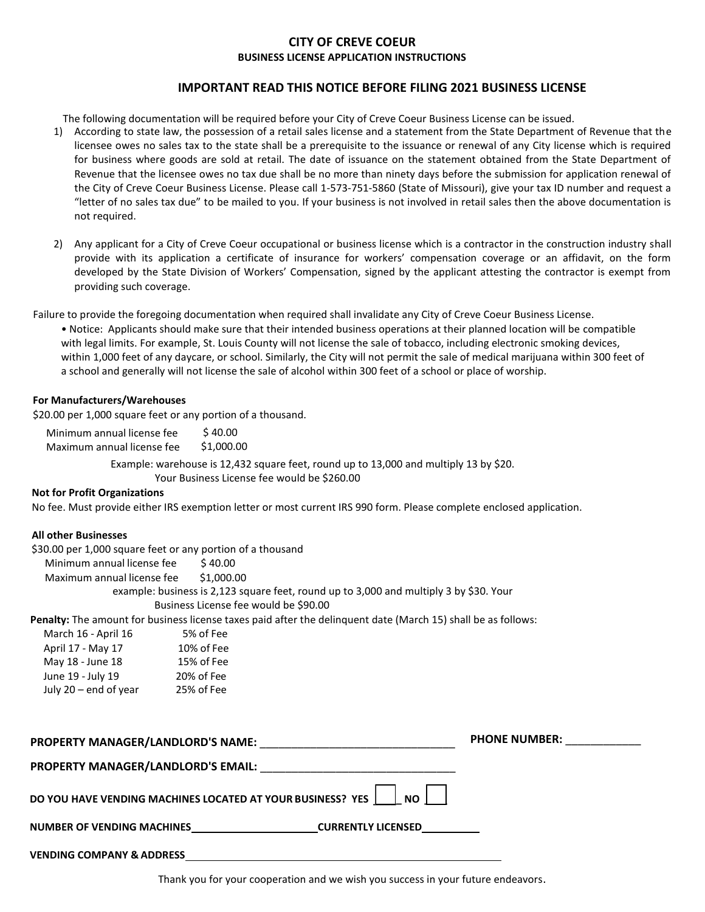# CITY OF CREVE COEUR

## BUSINESS LICENSE APPLICATION INSTRUCTIONS

### IMPORTANT READ THIS NOTICE BEFORE FILING 2021 BUSINESS LICENSE

The following documentation will be required before your City of Creve Coeur Business License can be issued.

1) According to state law, the possession of a retail sales license and a statement from the State Department of Revenue that the licensee owes no sales tax to the state shall be a prerequisite to the issuance or renewal of any City license which is required for business where goods are sold at retail. The date of issuance on the statement obtained from the State Department of Revenue that the licensee owes no tax due shall be no more than ninety days before the submission for application renewal of the City of Creve Coeur Business License. Please call 1-573-751-5860 (State of Missouri), give your tax ID number and request a "letter of no sales tax due" to be mailed to you. If your business is not involved in retail sales then the above documentation is not required.

2) Any applicant for a City of Creve Coeur occupational or business license which is a contractor in the construction industry shall provide with its application a certificate of insurance for workers' compensation coverage or an affidavit, on the form developed by the State Division of Workers' Compensation, signed by the applicant attesting the contractor is exempt from providing such coverage.

Failure to provide the foregoing documentation when required shall invalidate any City of Creve Coeur Business License.

- Notice: Applicants should make sure that their intended business operations at their planned location will be compatible with legal limits. For example, St. Louis County will not license the sale of tobacco, including electronic smoking devices, within 1,000 feet of any daycare, or school. Similarly, the City will not permit the sale of medical marijuana within 300 feet of a school and generally will not license the sale of alcohol within 300 feet of a school or place of worship.

**For Manufacturers/Warehouses**

$20.00 per 1,000 square feet or any portion of a thousand.

Minimum annual license fee $ 40.00
Maximum annual license fee $1,000.00

Example: warehouse is 12,432 square feet, round up to 13,000 and multiply 13 by $20. Your Business License fee would be $260.00

**Not for Profit Organizations**

No fee. Must provide either IRS exemption letter or most current IRS 990 form. Please complete enclosed application.

**All other Businesses**

$30.00 per 1,000 square feet or any portion of a thousand

Minimum annual license fee $ 40.00
Maximum annual license fee $1,000.00

example: business is 2,123 square feet, round up to 3,000 and multiply 3 by $30. Your Business License fee would be $90.00

**Penalty:** The amount for business license taxes paid after the delinquent date (March 15) shall be as follows:

| | |
|---|---|
| March 16 - April 16 | 5% of Fee |
| April 17 - May 17 | 10% of Fee |
| May 18 - June 18 | 15% of Fee |
| June 19 - July 19 | 20% of Fee |
| July 20 – end of year | 25% of Fee |

**PROPERTY MANAGER/LANDLORD'S NAME:** ______________________________ **PHONE NUMBER:** ____________

**PROPERTY MANAGER/LANDLORD'S EMAIL:** ______________________________

**DO YOU HAVE VENDING MACHINES LOCATED AT YOUR BUSINESS? YES** ☐ **NO** ☐

**NUMBER OF VENDING MACHINES**____________________**CURRENTLY LICENSED**__________

**VENDING COMPANY & ADDRESS**__________________________________________________

Thank you for your cooperation and we wish you success in your future endeavors.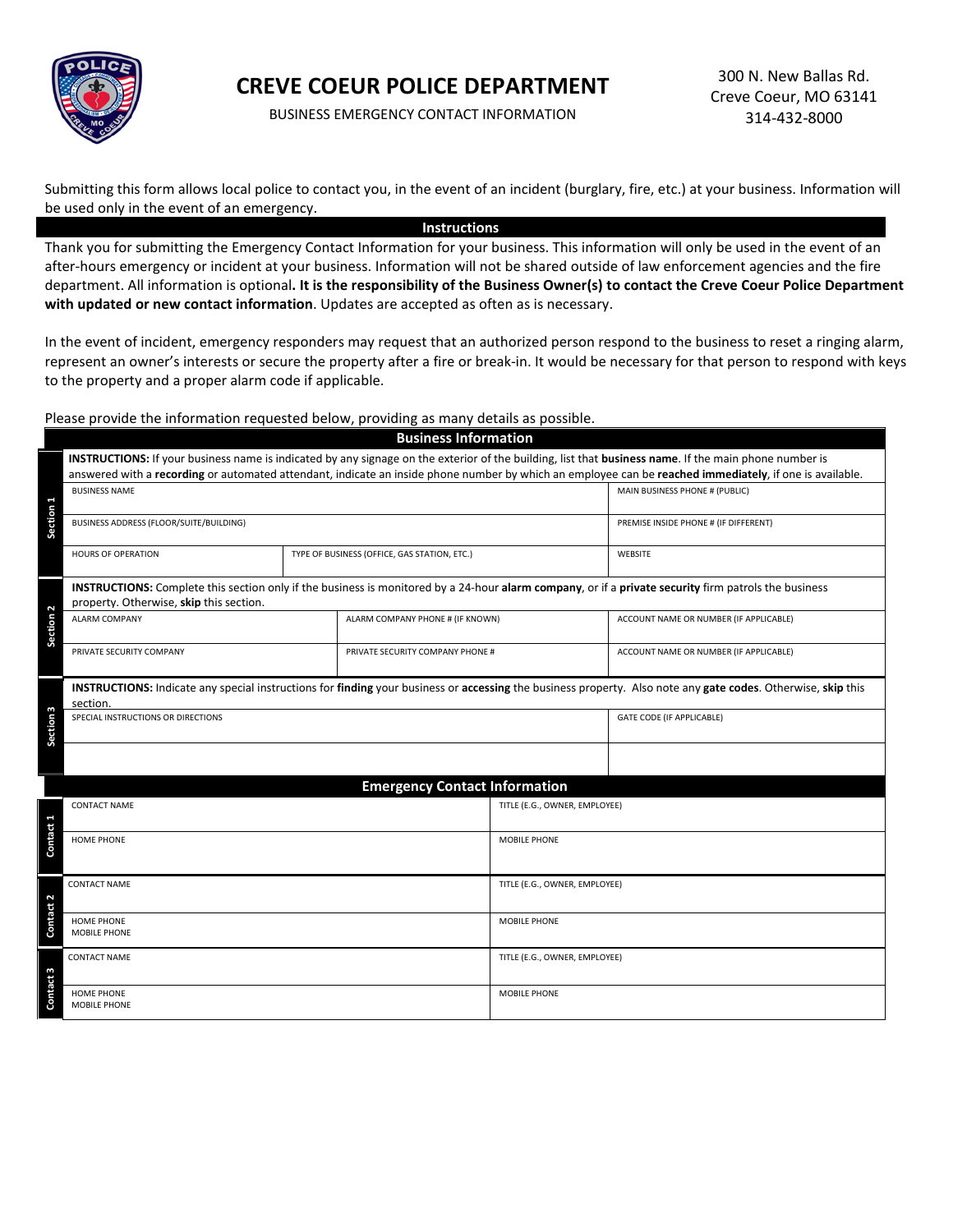# CREVE COEUR POLICE DEPARTMENT

BUSINESS EMERGENCY CONTACT INFORMATION

300 N. New Ballas Rd.
Creve Coeur, MO 63141
314-432-8000

Submitting this form allows local police to contact you, in the event of an incident (burglary, fire, etc.) at your business. Information will be used only in the event of an emergency.

## Instructions

Thank you for submitting the Emergency Contact Information for your business. This information will only be used in the event of an after-hours emergency or incident at your business. Information will not be shared outside of law enforcement agencies and the fire department. All information is optional**. It is the responsibility of the Business Owner(s) to contact the Creve Coeur Police Department with updated or new contact information**. Updates are accepted as often as is necessary.

In the event of incident, emergency responders may request that an authorized person respond to the business to reset a ringing alarm, represent an owner's interests or secure the property after a fire or break-in. It would be necessary for that person to respond with keys to the property and a proper alarm code if applicable.

Please provide the information requested below, providing as many details as possible.

## Business Information

**Section 1**

**INSTRUCTIONS:** If your business name is indicated by any signage on the exterior of the building, list that **business name**. If the main phone number is answered with a **recording** or automated attendant, indicate an inside phone number by which an employee can be **reached immediately**, if one is available.

| BUSINESS NAME | | MAIN BUSINESS PHONE # (PUBLIC) |
|---|---|---|
| BUSINESS ADDRESS (FLOOR/SUITE/BUILDING) | | PREMISE INSIDE PHONE # (IF DIFFERENT) |
| HOURS OF OPERATION | TYPE OF BUSINESS (OFFICE, GAS STATION, ETC.) | WEBSITE |

**Section 2**

**INSTRUCTIONS:** Complete this section only if the business is monitored by a 24-hour **alarm company**, or if a **private security** firm patrols the business property. Otherwise, **skip** this section.

| ALARM COMPANY | ALARM COMPANY PHONE # (IF KNOWN) | ACCOUNT NAME OR NUMBER (IF APPLICABLE) |
|---|---|---|
| PRIVATE SECURITY COMPANY | PRIVATE SECURITY COMPANY PHONE # | ACCOUNT NAME OR NUMBER (IF APPLICABLE) |

**Section 3**

**INSTRUCTIONS:** Indicate any special instructions for **finding** your business or **accessing** the business property. Also note any **gate codes**. Otherwise, **skip** this section.

| SPECIAL INSTRUCTIONS OR DIRECTIONS | GATE CODE (IF APPLICABLE) |
|---|---|
| | |

## Emergency Contact Information

**Contact 1**

| CONTACT NAME | TITLE (E.G., OWNER, EMPLOYEE) |
|---|---|
| HOME PHONE | MOBILE PHONE |

**Contact 2**

| CONTACT NAME | TITLE (E.G., OWNER, EMPLOYEE) |
|---|---|
| HOME PHONE<br>MOBILE PHONE | MOBILE PHONE |

**Contact 3**

| CONTACT NAME | TITLE (E.G., OWNER, EMPLOYEE) |
|---|---|
| HOME PHONE<br>MOBILE PHONE | MOBILE PHONE |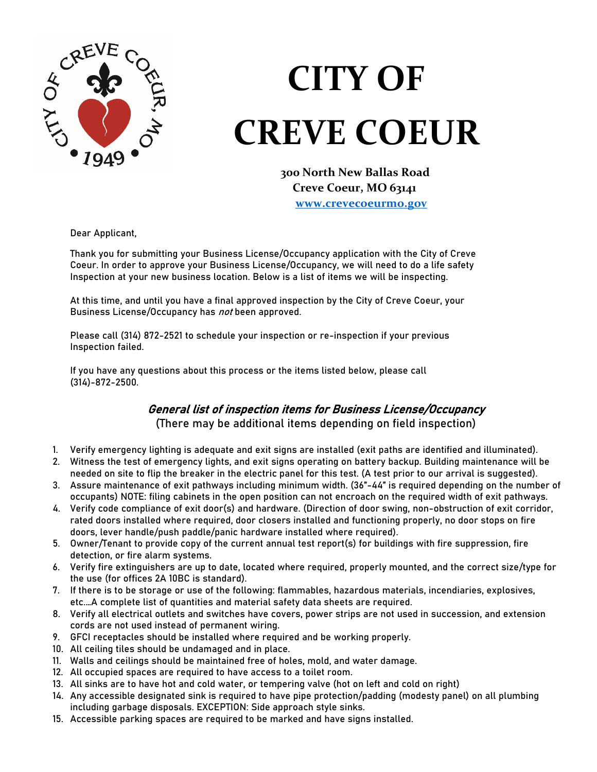# CITY OF CREVE COEUR

**300 North New Ballas Road**
**Creve Coeur, MO 63141**
**[www.crevecoeurmo.gov](http://www.crevecoeurmo.gov)**

Dear Applicant,

Thank you for submitting your Business License/Occupancy application with the City of Creve Coeur. In order to approve your Business License/Occupancy, we will need to do a life safety Inspection at your new business location. Below is a list of items we will be inspecting.

At this time, and until you have a final approved inspection by the City of Creve Coeur, your Business License/Occupancy has *not* been approved.

Please call (314) 872-2521 to schedule your inspection or re-inspection if your previous Inspection failed.

If you have any questions about this process or the items listed below, please call (314)-872-2500.

## *General list of inspection items for Business License/Occupancy*

(There may be additional items depending on field inspection)

1. Verify emergency lighting is adequate and exit signs are installed (exit paths are identified and illuminated).
2. Witness the test of emergency lights, and exit signs operating on battery backup. Building maintenance will be needed on site to flip the breaker in the electric panel for this test. (A test prior to our arrival is suggested).
3. Assure maintenance of exit pathways including minimum width. (36"-44" is required depending on the number of occupants) NOTE: filing cabinets in the open position can not encroach on the required width of exit pathways.
4. Verify code compliance of exit door(s) and hardware. (Direction of door swing, non-obstruction of exit corridor, rated doors installed where required, door closers installed and functioning properly, no door stops on fire doors, lever handle/push paddle/panic hardware installed where required).
5. Owner/Tenant to provide copy of the current annual test report(s) for buildings with fire suppression, fire detection, or fire alarm systems.
6. Verify fire extinguishers are up to date, located where required, properly mounted, and the correct size/type for the use (for offices 2A 10BC is standard).
7. If there is to be storage or use of the following: flammables, hazardous materials, incendiaries, explosives, etc.…A complete list of quantities and material safety data sheets are required.
8. Verify all electrical outlets and switches have covers, power strips are not used in succession, and extension cords are not used instead of permanent wiring.
9. GFCI receptacles should be installed where required and be working properly.
10. All ceiling tiles should be undamaged and in place.
11. Walls and ceilings should be maintained free of holes, mold, and water damage.
12. All occupied spaces are required to have access to a toilet room.
13. All sinks are to have hot and cold water, or tempering valve (hot on left and cold on right)
14. Any accessible designated sink is required to have pipe protection/padding (modesty panel) on all plumbing including garbage disposals. EXCEPTION: Side approach style sinks.
15. Accessible parking spaces are required to be marked and have signs installed.